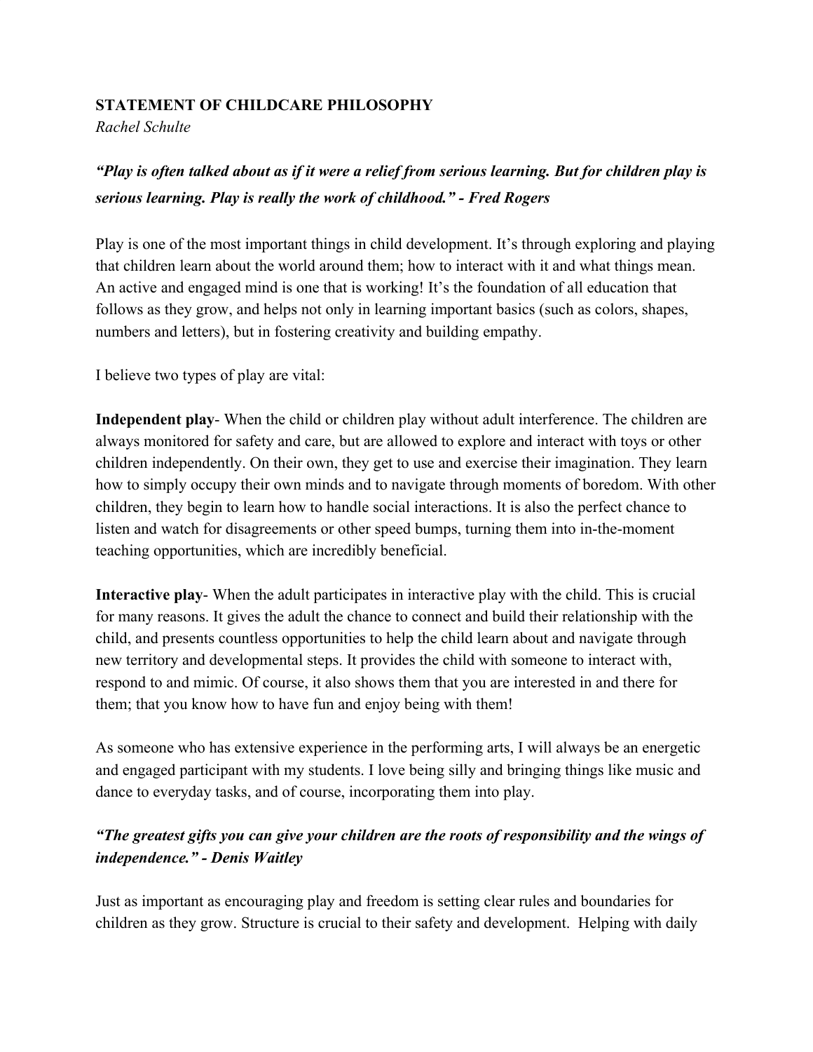**STATEMENT OF CHILDCARE PHILOSOPHY**

*Rachel Schulte*

***"Play is often talked about as if it were a relief from serious learning. But for children play is serious learning. Play is really the work of childhood." - Fred Rogers***

Play is one of the most important things in child development. It's through exploring and playing that children learn about the world around them; how to interact with it and what things mean. An active and engaged mind is one that is working! It's the foundation of all education that follows as they grow, and helps not only in learning important basics (such as colors, shapes, numbers and letters), but in fostering creativity and building empathy.

I believe two types of play are vital:

**Independent play**- When the child or children play without adult interference. The children are always monitored for safety and care, but are allowed to explore and interact with toys or other children independently. On their own, they get to use and exercise their imagination. They learn how to simply occupy their own minds and to navigate through moments of boredom. With other children, they begin to learn how to handle social interactions. It is also the perfect chance to listen and watch for disagreements or other speed bumps, turning them into in-the-moment teaching opportunities, which are incredibly beneficial.

**Interactive play**- When the adult participates in interactive play with the child. This is crucial for many reasons. It gives the adult the chance to connect and build their relationship with the child, and presents countless opportunities to help the child learn about and navigate through new territory and developmental steps. It provides the child with someone to interact with, respond to and mimic. Of course, it also shows them that you are interested in and there for them; that you know how to have fun and enjoy being with them!

As someone who has extensive experience in the performing arts, I will always be an energetic and engaged participant with my students. I love being silly and bringing things like music and dance to everyday tasks, and of course, incorporating them into play.

***"The greatest gifts you can give your children are the roots of responsibility and the wings of independence." - Denis Waitley***

Just as important as encouraging play and freedom is setting clear rules and boundaries for children as they grow. Structure is crucial to their safety and development. Helping with daily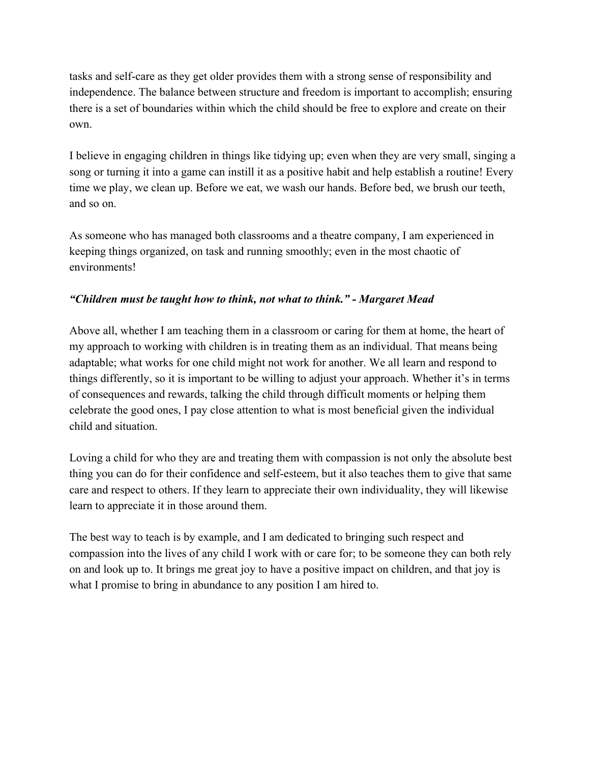tasks and self-care as they get older provides them with a strong sense of responsibility and independence. The balance between structure and freedom is important to accomplish; ensuring there is a set of boundaries within which the child should be free to explore and create on their own.

I believe in engaging children in things like tidying up; even when they are very small, singing a song or turning it into a game can instill it as a positive habit and help establish a routine! Every time we play, we clean up. Before we eat, we wash our hands. Before bed, we brush our teeth, and so on.

As someone who has managed both classrooms and a theatre company, I am experienced in keeping things organized, on task and running smoothly; even in the most chaotic of environments!

***"Children must be taught how to think, not what to think." - Margaret Mead***

Above all, whether I am teaching them in a classroom or caring for them at home, the heart of my approach to working with children is in treating them as an individual. That means being adaptable; what works for one child might not work for another. We all learn and respond to things differently, so it is important to be willing to adjust your approach. Whether it's in terms of consequences and rewards, talking the child through difficult moments or helping them celebrate the good ones, I pay close attention to what is most beneficial given the individual child and situation.

Loving a child for who they are and treating them with compassion is not only the absolute best thing you can do for their confidence and self-esteem, but it also teaches them to give that same care and respect to others. If they learn to appreciate their own individuality, they will likewise learn to appreciate it in those around them.

The best way to teach is by example, and I am dedicated to bringing such respect and compassion into the lives of any child I work with or care for; to be someone they can both rely on and look up to. It brings me great joy to have a positive impact on children, and that joy is what I promise to bring in abundance to any position I am hired to.